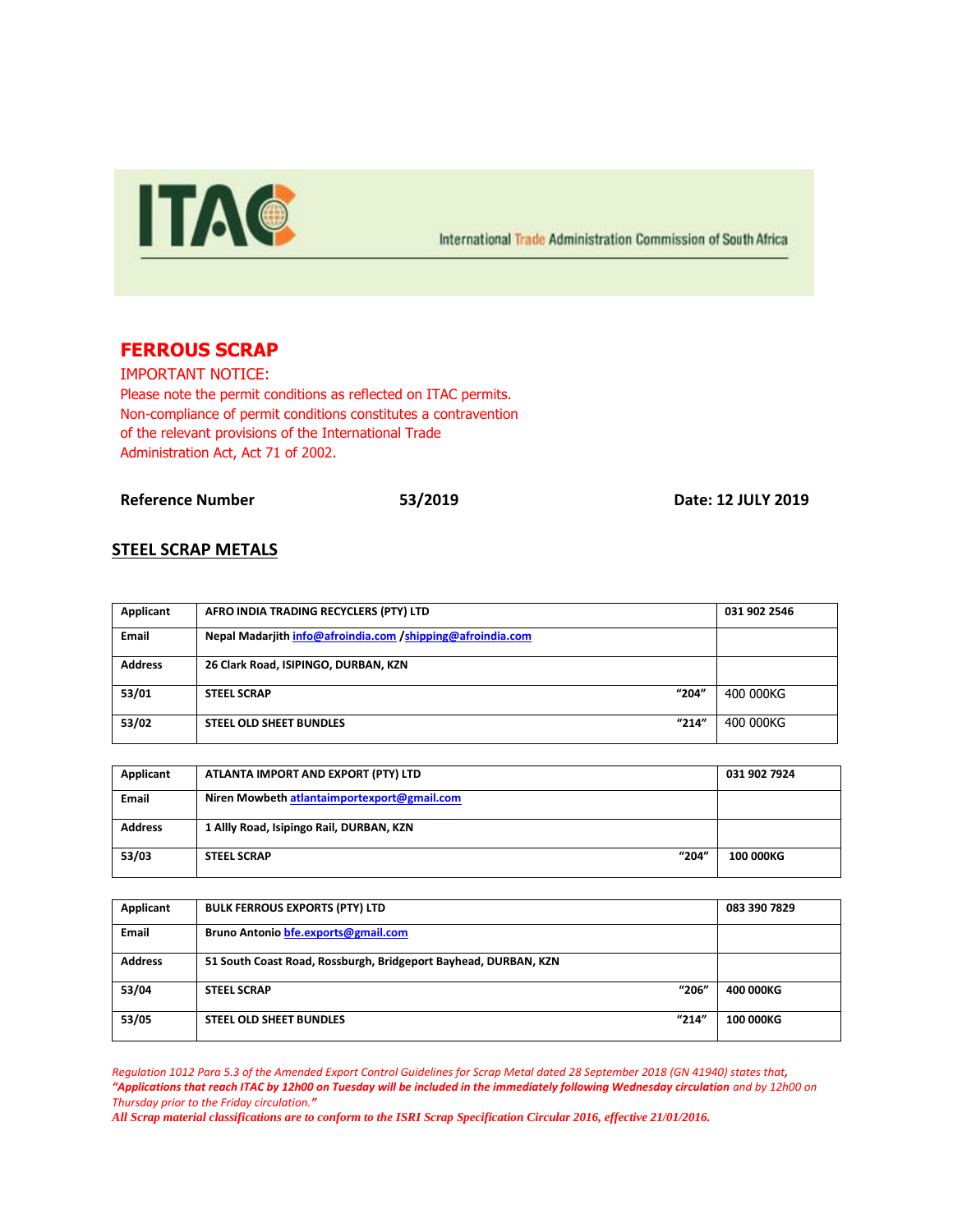ITAC

International Trade Administration Commission of South Africa

# FERROUS SCRAP

IMPORTANT NOTICE:
Please note the permit conditions as reflected on ITAC permits.
Non-compliance of permit conditions constitutes a contravention of the relevant provisions of the International Trade Administration Act, Act 71 of 2002.

**Reference Number** **53/2019** **Date: 12 JULY 2019**

## STEEL SCRAP METALS

| Applicant | AFRO INDIA TRADING RECYCLERS (PTY) LTD | | 031 902 2546 |
|---|---|---|---|
| Email | Nepal Madarjith info@afroindia.com /shipping@afroindia.com | | |
| Address | 26 Clark Road, ISIPINGO, DURBAN, KZN | | |
| 53/01 | STEEL SCRAP | "204" | 400 000KG |
| 53/02 | STEEL OLD SHEET BUNDLES | "214" | 400 000KG |

| Applicant | ATLANTA IMPORT AND EXPORT (PTY) LTD | | 031 902 7924 |
|---|---|---|---|
| Email | Niren Mowbeth atlantaimportexport@gmail.com | | |
| Address | 1 Allly Road, Isipingo Rail, DURBAN, KZN | | |
| 53/03 | STEEL SCRAP | "204" | 100 000KG |

| Applicant | BULK FERROUS EXPORTS (PTY) LTD | | 083 390 7829 |
|---|---|---|---|
| Email | Bruno Antonio bfe.exports@gmail.com | | |
| Address | 51 South Coast Road, Rossburgh, Bridgeport Bayhead, DURBAN, KZN | | |
| 53/04 | STEEL SCRAP | "206" | 400 000KG |
| 53/05 | STEEL OLD SHEET BUNDLES | "214" | 100 000KG |

*Regulation 1012 Para 5.3 of the Amended Export Control Guidelines for Scrap Metal dated 28 September 2018 (GN 41940) states that, **"Applications that reach ITAC by 12h00 on Tuesday will be included in the immediately following Wednesday circulation** and by 12h00 on Thursday prior to the Friday circulation."*

***All Scrap material classifications are to conform to the ISRI Scrap Specification Circular 2016, effective 21/01/2016.***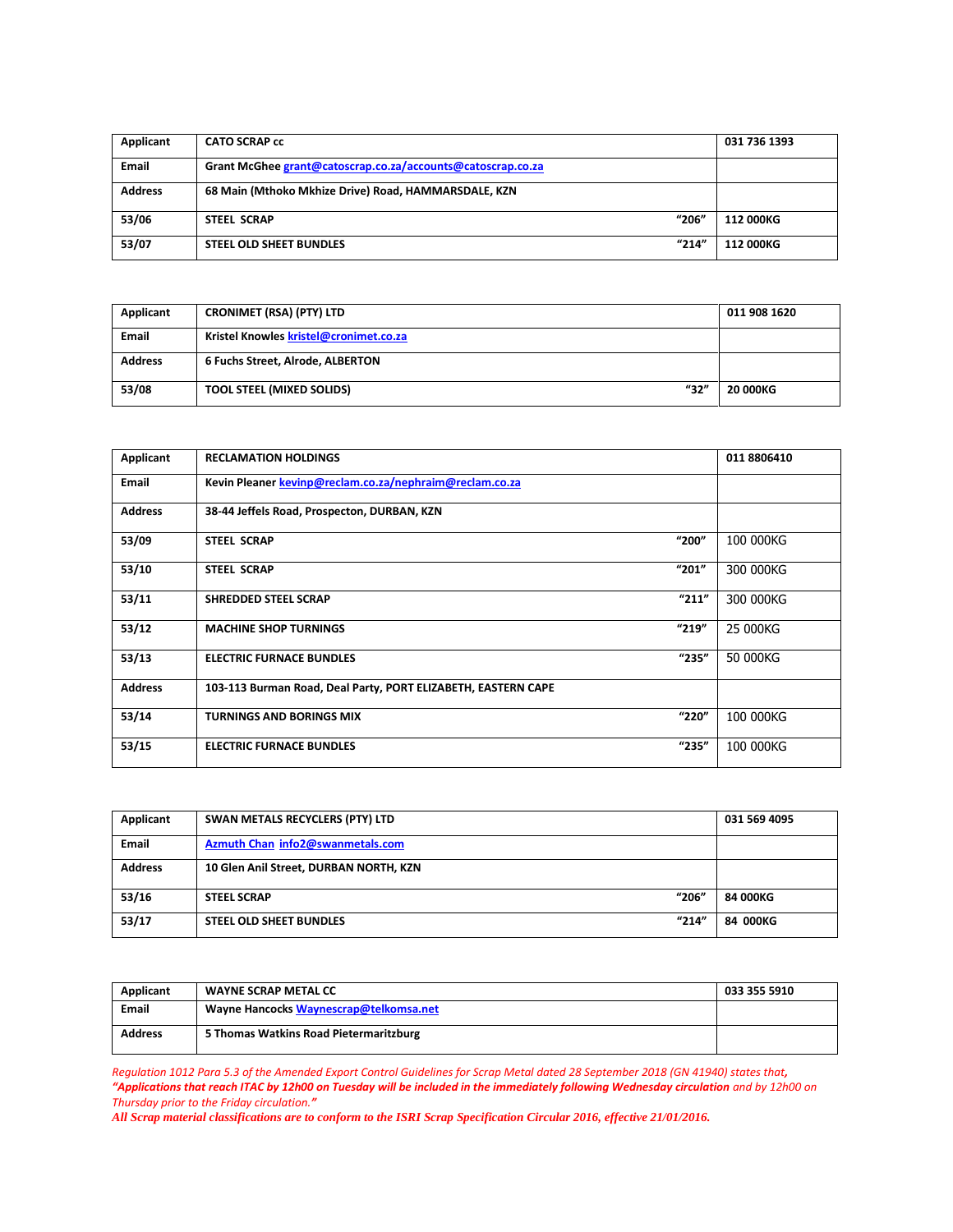| Applicant | CATO SCRAP cc | | 031 736 1393 |
|---|---|---|---|
| Email | Grant McGhee grant@catoscrap.co.za/accounts@catoscrap.co.za | | |
| Address | 68 Main (Mthoko Mkhize Drive) Road, HAMMARSDALE, KZN | | |
| 53/06 | STEEL SCRAP | “206” | 112 000KG |
| 53/07 | STEEL OLD SHEET BUNDLES | “214” | 112 000KG |

| Applicant | CRONIMET (RSA) (PTY) LTD | | 011 908 1620 |
|---|---|---|---|
| Email | Kristel Knowles kristel@cronimet.co.za | | |
| Address | 6 Fuchs Street, Alrode, ALBERTON | | |
| 53/08 | TOOL STEEL (MIXED SOLIDS) | “32” | 20 000KG |

| Applicant | RECLAMATION HOLDINGS | | 011 8806410 |
|---|---|---|---|
| Email | Kevin Pleaner kevinp@reclam.co.za/nephraim@reclam.co.za | | |
| Address | 38-44 Jeffels Road, Prospecton, DURBAN, KZN | | |
| 53/09 | STEEL SCRAP | “200” | 100 000KG |
| 53/10 | STEEL SCRAP | “201” | 300 000KG |
| 53/11 | SHREDDED STEEL SCRAP | “211” | 300 000KG |
| 53/12 | MACHINE SHOP TURNINGS | “219” | 25 000KG |
| 53/13 | ELECTRIC FURNACE BUNDLES | “235” | 50 000KG |
| Address | 103-113 Burman Road, Deal Party, PORT ELIZABETH, EASTERN CAPE | | |
| 53/14 | TURNINGS AND BORINGS MIX | “220” | 100 000KG |
| 53/15 | ELECTRIC FURNACE BUNDLES | “235” | 100 000KG |

| Applicant | SWAN METALS RECYCLERS (PTY) LTD | | 031 569 4095 |
|---|---|---|---|
| Email | Azmuth Chan info2@swanmetals.com | | |
| Address | 10 Glen Anil Street, DURBAN NORTH, KZN | | |
| 53/16 | STEEL SCRAP | “206” | 84 000KG |
| 53/17 | STEEL OLD SHEET BUNDLES | “214” | 84 000KG |

| Applicant | WAYNE SCRAP METAL CC | 033 355 5910 |
|---|---|---|
| Email | Wayne Hancocks Waynescrap@telkomsa.net | |
| Address | 5 Thomas Watkins Road Pietermaritzburg | |

*Regulation 1012 Para 5.3 of the Amended Export Control Guidelines for Scrap Metal dated 28 September 2018 (GN 41940) states that,* ***“Applications that reach ITAC by 12h00 on Tuesday will be included in the immediately following Wednesday circulation*** *and by 12h00 on Thursday prior to the Friday circulation.”*

***All Scrap material classifications are to conform to the ISRI Scrap Specification Circular 2016, effective 21/01/2016.***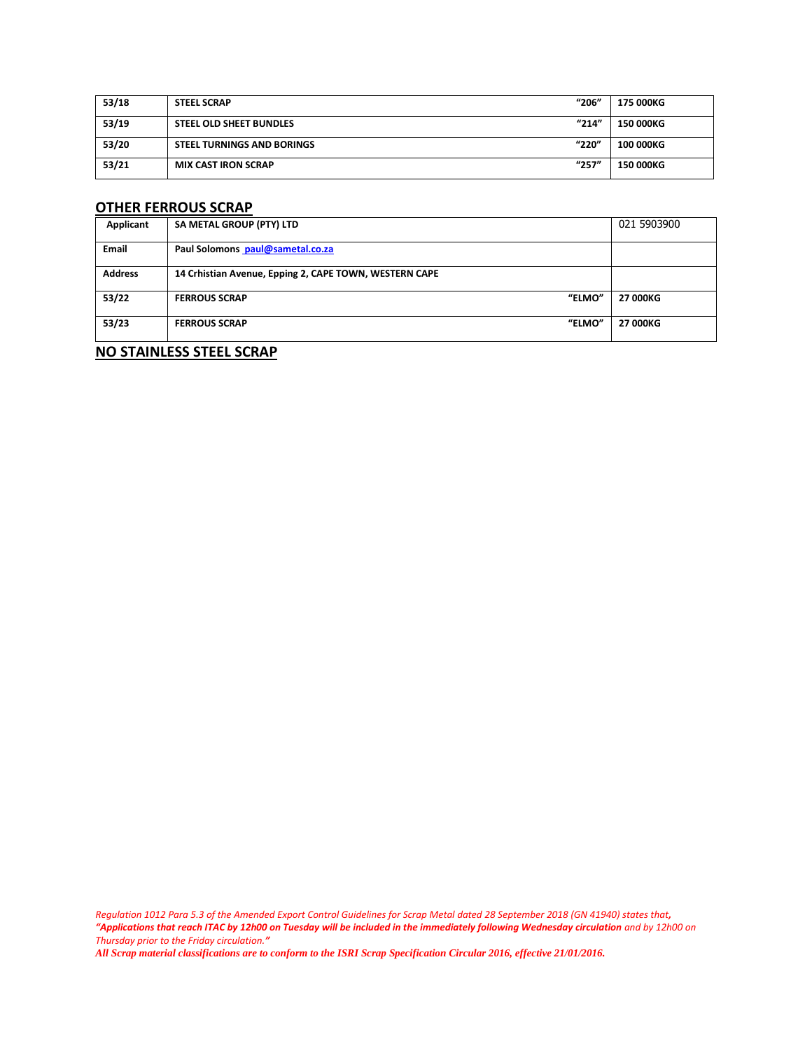| | | | |
|---|---|---|---|
| **53/18** | **STEEL SCRAP** | **"206"** | **175 000KG** |
| **53/19** | **STEEL OLD SHEET BUNDLES** | **"214"** | **150 000KG** |
| **53/20** | **STEEL TURNINGS AND BORINGS** | **"220"** | **100 000KG** |
| **53/21** | **MIX CAST IRON SCRAP** | **"257"** | **150 000KG** |

## OTHER FERROUS SCRAP

| | | | |
|---|---|---|---|
| **Applicant** | **SA METAL GROUP (PTY) LTD** | | 021 5903900 |
| **Email** | **Paul Solomons paul@sametal.co.za** | | |
| **Address** | **14 Crhistian Avenue, Epping 2, CAPE TOWN, WESTERN CAPE** | | |
| **53/22** | **FERROUS SCRAP** | **"ELMO"** | **27 000KG** |
| **53/23** | **FERROUS SCRAP** | **"ELMO"** | **27 000KG** |

## NO STAINLESS STEEL SCRAP

*Regulation 1012 Para 5.3 of the Amended Export Control Guidelines for Scrap Metal dated 28 September 2018 (GN 41940) states that,* ***"Applications that reach ITAC by 12h00 on Tuesday will be included in the immediately following Wednesday circulation*** *and by 12h00 on Thursday prior to the Friday circulation."*

***All Scrap material classifications are to conform to the ISRI Scrap Specification Circular 2016, effective 21/01/2016.***